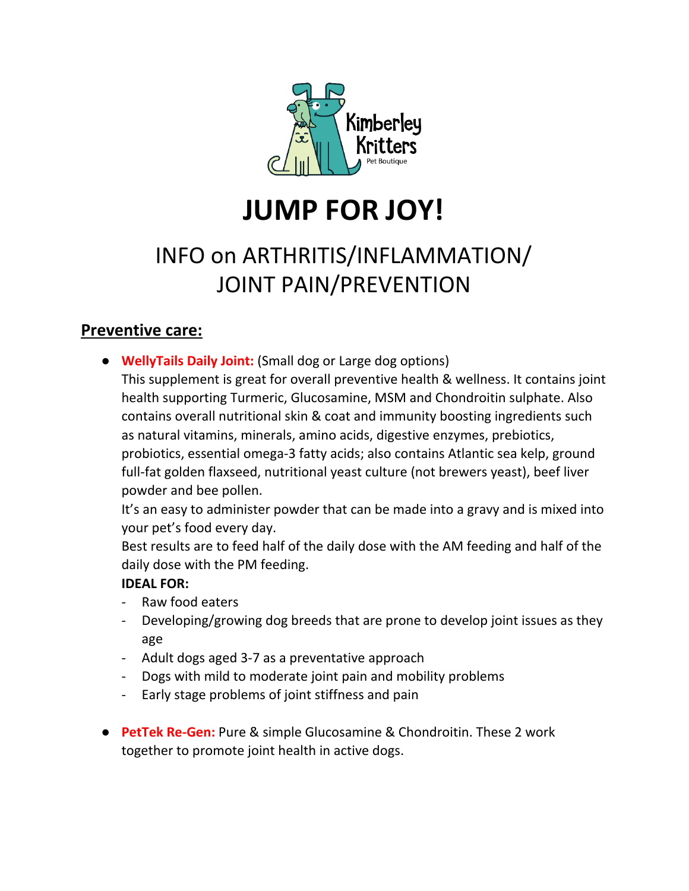Kimberley Kritters
Pet Boutique

# JUMP FOR JOY!

## INFO on ARTHRITIS/INFLAMMATION/ JOINT PAIN/PREVENTION

### Preventive care:

- **WellyTails Daily Joint:** (Small dog or Large dog options)
  This supplement is great for overall preventive health & wellness. It contains joint health supporting Turmeric, Glucosamine, MSM and Chondroitin sulphate. Also contains overall nutritional skin & coat and immunity boosting ingredients such as natural vitamins, minerals, amino acids, digestive enzymes, prebiotics, probiotics, essential omega-3 fatty acids; also contains Atlantic sea kelp, ground full-fat golden flaxseed, nutritional yeast culture (not brewers yeast), beef liver powder and bee pollen.
  It's an easy to administer powder that can be made into a gravy and is mixed into your pet's food every day.
  Best results are to feed half of the daily dose with the AM feeding and half of the daily dose with the PM feeding.
  **IDEAL FOR:**
  - Raw food eaters
  - Developing/growing dog breeds that are prone to develop joint issues as they age
  - Adult dogs aged 3-7 as a preventative approach
  - Dogs with mild to moderate joint pain and mobility problems
  - Early stage problems of joint stiffness and pain

- **PetTek Re-Gen:** Pure & simple Glucosamine & Chondroitin. These 2 work together to promote joint health in active dogs.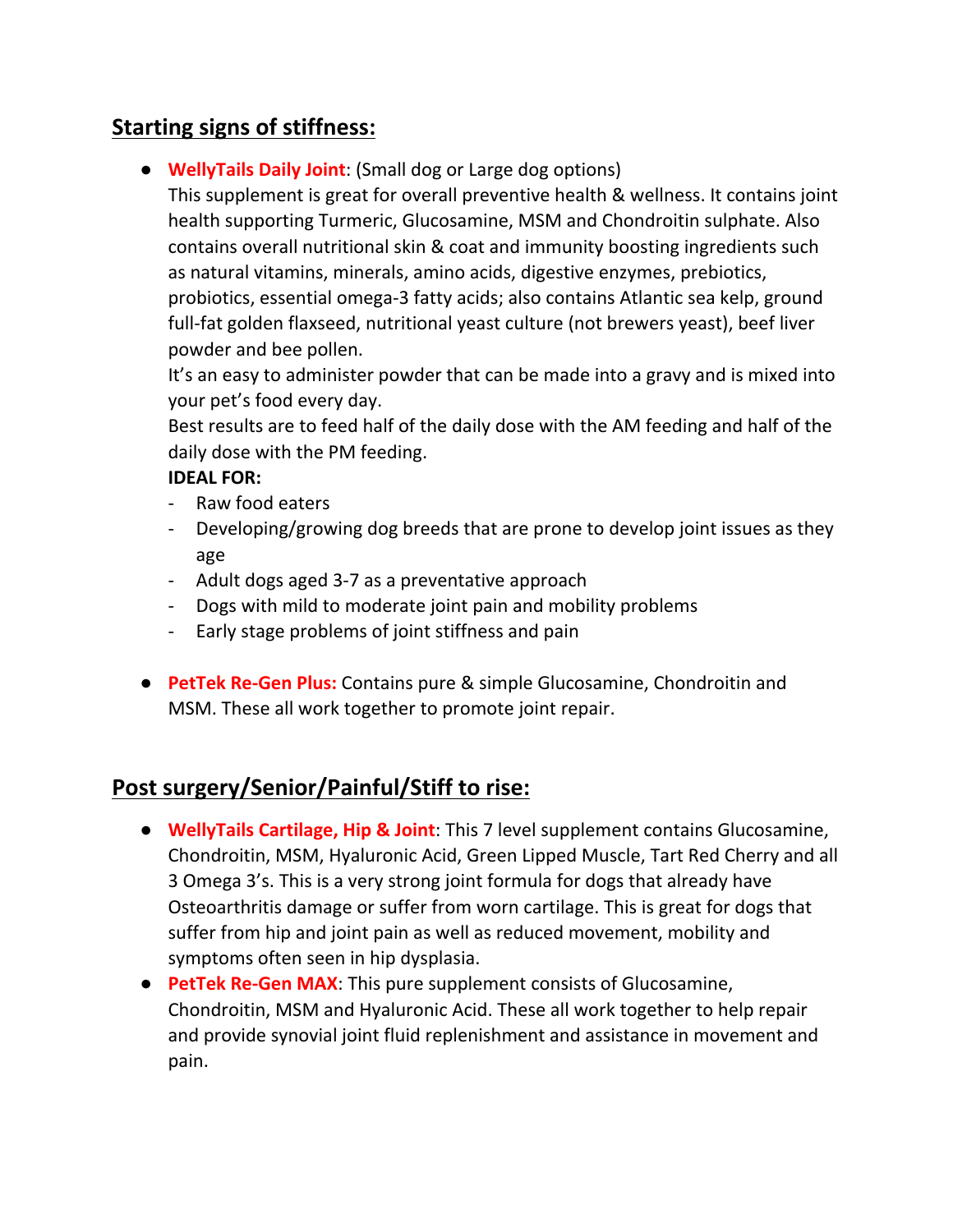## Starting signs of stiffness:

- **WellyTails Daily Joint**: (Small dog or Large dog options)
  This supplement is great for overall preventive health & wellness. It contains joint health supporting Turmeric, Glucosamine, MSM and Chondroitin sulphate. Also contains overall nutritional skin & coat and immunity boosting ingredients such as natural vitamins, minerals, amino acids, digestive enzymes, prebiotics, probiotics, essential omega-3 fatty acids; also contains Atlantic sea kelp, ground full-fat golden flaxseed, nutritional yeast culture (not brewers yeast), beef liver powder and bee pollen.
  It's an easy to administer powder that can be made into a gravy and is mixed into your pet's food every day.
  Best results are to feed half of the daily dose with the AM feeding and half of the daily dose with the PM feeding.
  **IDEAL FOR:**
  - Raw food eaters
  - Developing/growing dog breeds that are prone to develop joint issues as they age
  - Adult dogs aged 3-7 as a preventative approach
  - Dogs with mild to moderate joint pain and mobility problems
  - Early stage problems of joint stiffness and pain

- **PetTek Re-Gen Plus:** Contains pure & simple Glucosamine, Chondroitin and MSM. These all work together to promote joint repair.

## Post surgery/Senior/Painful/Stiff to rise:

- **WellyTails Cartilage, Hip & Joint**: This 7 level supplement contains Glucosamine, Chondroitin, MSM, Hyaluronic Acid, Green Lipped Muscle, Tart Red Cherry and all 3 Omega 3's. This is a very strong joint formula for dogs that already have Osteoarthritis damage or suffer from worn cartilage. This is great for dogs that suffer from hip and joint pain as well as reduced movement, mobility and symptoms often seen in hip dysplasia.
- **PetTek Re-Gen MAX**: This pure supplement consists of Glucosamine, Chondroitin, MSM and Hyaluronic Acid. These all work together to help repair and provide synovial joint fluid replenishment and assistance in movement and pain.